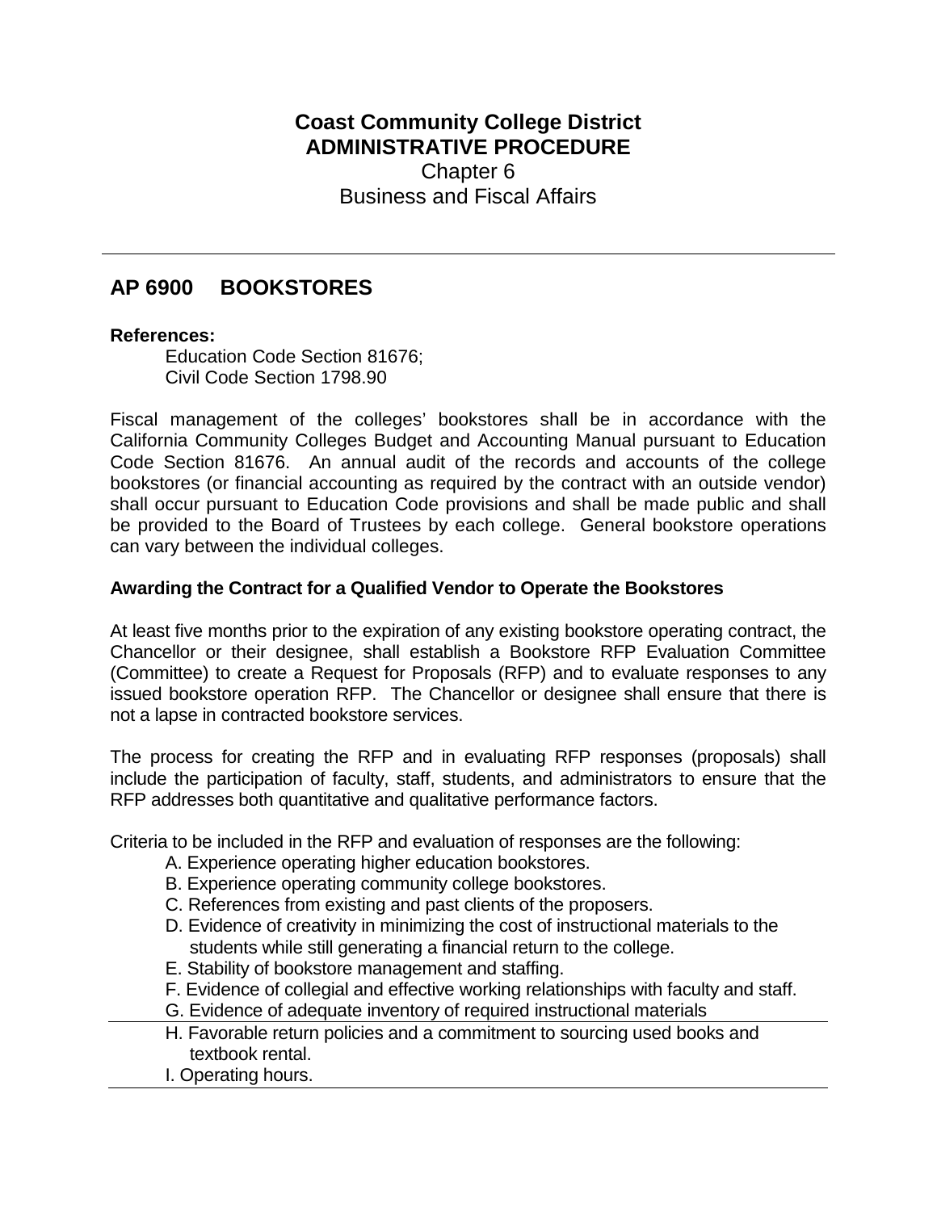**Coast Community College District**
**ADMINISTRATIVE PROCEDURE**
Chapter 6
Business and Fiscal Affairs

---

## AP 6900 BOOKSTORES

**References:**

Education Code Section 81676;
Civil Code Section 1798.90

Fiscal management of the colleges' bookstores shall be in accordance with the California Community Colleges Budget and Accounting Manual pursuant to Education Code Section 81676. An annual audit of the records and accounts of the college bookstores (or financial accounting as required by the contract with an outside vendor) shall occur pursuant to Education Code provisions and shall be made public and shall be provided to the Board of Trustees by each college. General bookstore operations can vary between the individual colleges.

### Awarding the Contract for a Qualified Vendor to Operate the Bookstores

At least five months prior to the expiration of any existing bookstore operating contract, the Chancellor or their designee, shall establish a Bookstore RFP Evaluation Committee (Committee) to create a Request for Proposals (RFP) and to evaluate responses to any issued bookstore operation RFP. The Chancellor or designee shall ensure that there is not a lapse in contracted bookstore services.

The process for creating the RFP and in evaluating RFP responses (proposals) shall include the participation of faculty, staff, students, and administrators to ensure that the RFP addresses both quantitative and qualitative performance factors.

Criteria to be included in the RFP and evaluation of responses are the following:

A. Experience operating higher education bookstores.
B. Experience operating community college bookstores.
C. References from existing and past clients of the proposers.
D. Evidence of creativity in minimizing the cost of instructional materials to the students while still generating a financial return to the college.
E. Stability of bookstore management and staffing.
F. Evidence of collegial and effective working relationships with faculty and staff.
G. Evidence of adequate inventory of required instructional materials
H. Favorable return policies and a commitment to sourcing used books and textbook rental.
I. Operating hours.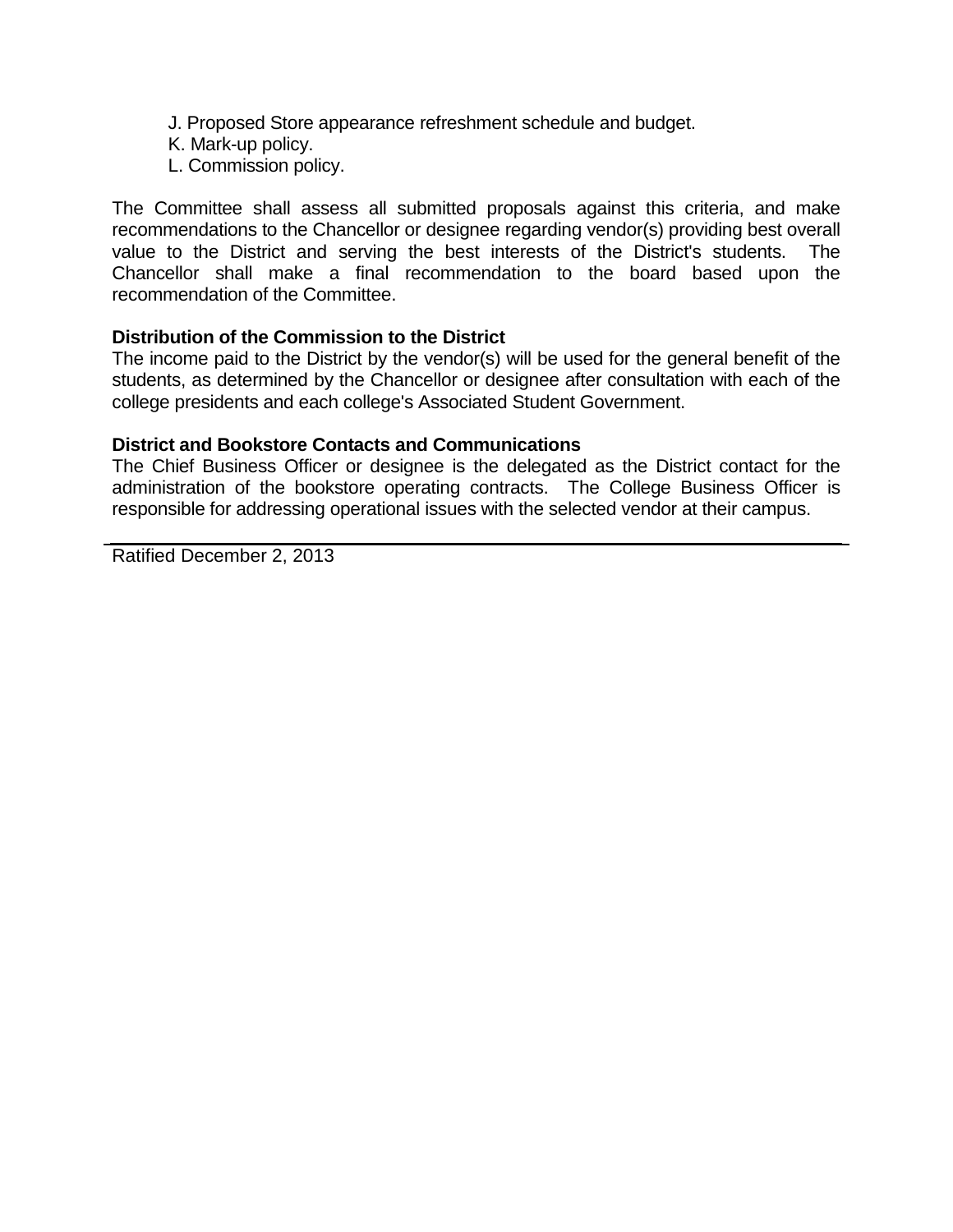J. Proposed Store appearance refreshment schedule and budget.
K. Mark-up policy.
L. Commission policy.

The Committee shall assess all submitted proposals against this criteria, and make recommendations to the Chancellor or designee regarding vendor(s) providing best overall value to the District and serving the best interests of the District's students. The Chancellor shall make a final recommendation to the board based upon the recommendation of the Committee.

**Distribution of the Commission to the District**

The income paid to the District by the vendor(s) will be used for the general benefit of the students, as determined by the Chancellor or designee after consultation with each of the college presidents and each college's Associated Student Government.

**District and Bookstore Contacts and Communications**

The Chief Business Officer or designee is the delegated as the District contact for the administration of the bookstore operating contracts. The College Business Officer is responsible for addressing operational issues with the selected vendor at their campus.

---

Ratified December 2, 2013